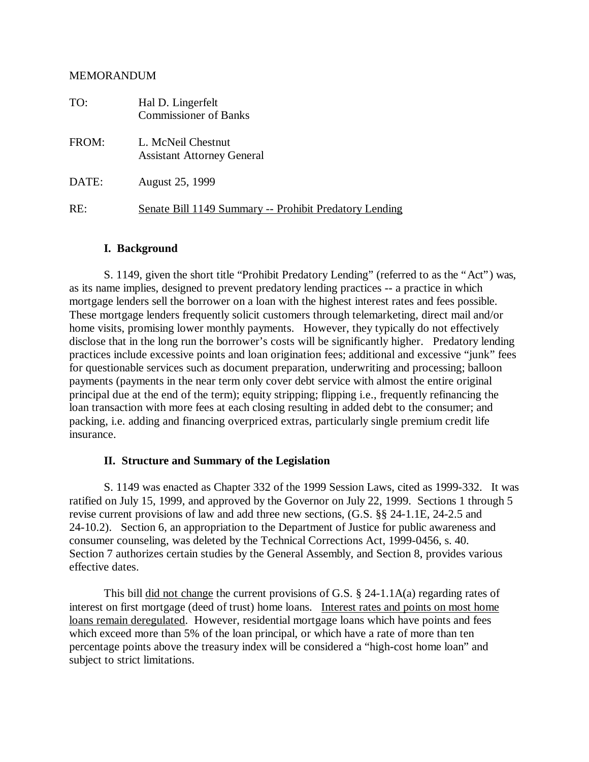MEMORANDUM

TO: Hal D. Lingerfelt
Commissioner of Banks

FROM: L. McNeil Chestnut
Assistant Attorney General

DATE: August 25, 1999

RE: <u>Senate Bill 1149 Summary -- Prohibit Predatory Lending</u>

## I. Background

S. 1149, given the short title "Prohibit Predatory Lending" (referred to as the "Act") was, as its name implies, designed to prevent predatory lending practices -- a practice in which mortgage lenders sell the borrower on a loan with the highest interest rates and fees possible. These mortgage lenders frequently solicit customers through telemarketing, direct mail and/or home visits, promising lower monthly payments. However, they typically do not effectively disclose that in the long run the borrower's costs will be significantly higher. Predatory lending practices include excessive points and loan origination fees; additional and excessive "junk" fees for questionable services such as document preparation, underwriting and processing; balloon payments (payments in the near term only cover debt service with almost the entire original principal due at the end of the term); equity stripping; flipping i.e., frequently refinancing the loan transaction with more fees at each closing resulting in added debt to the consumer; and packing, i.e. adding and financing overpriced extras, particularly single premium credit life insurance.

## II. Structure and Summary of the Legislation

S. 1149 was enacted as Chapter 332 of the 1999 Session Laws, cited as 1999-332. It was ratified on July 15, 1999, and approved by the Governor on July 22, 1999. Sections 1 through 5 revise current provisions of law and add three new sections, (G.S. §§ 24-1.1E, 24-2.5 and 24-10.2). Section 6, an appropriation to the Department of Justice for public awareness and consumer counseling, was deleted by the Technical Corrections Act, 1999-0456, s. 40. Section 7 authorizes certain studies by the General Assembly, and Section 8, provides various effective dates.

This bill <u>did not change</u> the current provisions of G.S. § 24-1.1A(a) regarding rates of interest on first mortgage (deed of trust) home loans. <u>Interest rates and points on most home loans remain deregulated</u>. However, residential mortgage loans which have points and fees which exceed more than 5% of the loan principal, or which have a rate of more than ten percentage points above the treasury index will be considered a "high-cost home loan" and subject to strict limitations.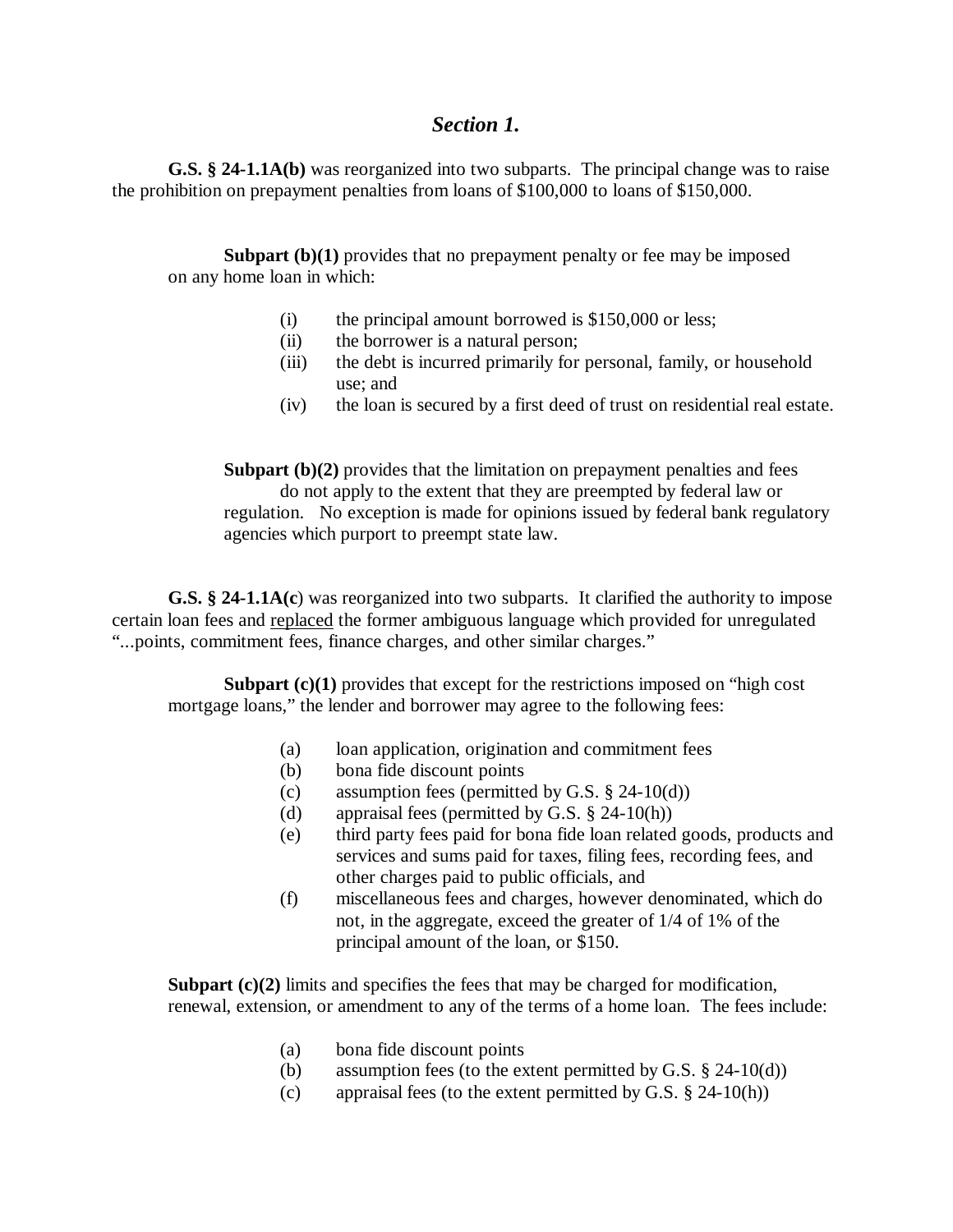## *Section 1.*

**G.S. § 24-1.1A(b)** was reorganized into two subparts. The principal change was to raise the prohibition on prepayment penalties from loans of $100,000 to loans of $150,000.

**Subpart (b)(1)** provides that no prepayment penalty or fee may be imposed on any home loan in which:

- (i) the principal amount borrowed is $150,000 or less;
- (ii) the borrower is a natural person;
- (iii) the debt is incurred primarily for personal, family, or household use; and
- (iv) the loan is secured by a first deed of trust on residential real estate.

**Subpart (b)(2)** provides that the limitation on prepayment penalties and fees do not apply to the extent that they are preempted by federal law or regulation. No exception is made for opinions issued by federal bank regulatory agencies which purport to preempt state law.

**G.S. § 24-1.1A(c**) was reorganized into two subparts. It clarified the authority to impose certain loan fees and <u>replaced</u> the former ambiguous language which provided for unregulated "...points, commitment fees, finance charges, and other similar charges."

**Subpart (c)(1)** provides that except for the restrictions imposed on "high cost mortgage loans," the lender and borrower may agree to the following fees:

- (a) loan application, origination and commitment fees
- (b) bona fide discount points
- (c) assumption fees (permitted by G.S. § 24-10(d))
- (d) appraisal fees (permitted by G.S. § 24-10(h))
- (e) third party fees paid for bona fide loan related goods, products and services and sums paid for taxes, filing fees, recording fees, and other charges paid to public officials, and
- (f) miscellaneous fees and charges, however denominated, which do not, in the aggregate, exceed the greater of 1/4 of 1% of the principal amount of the loan, or $150.

**Subpart (c)(2)** limits and specifies the fees that may be charged for modification, renewal, extension, or amendment to any of the terms of a home loan. The fees include:

- (a) bona fide discount points
- (b) assumption fees (to the extent permitted by G.S. § 24-10(d))
- (c) appraisal fees (to the extent permitted by G.S. § 24-10(h))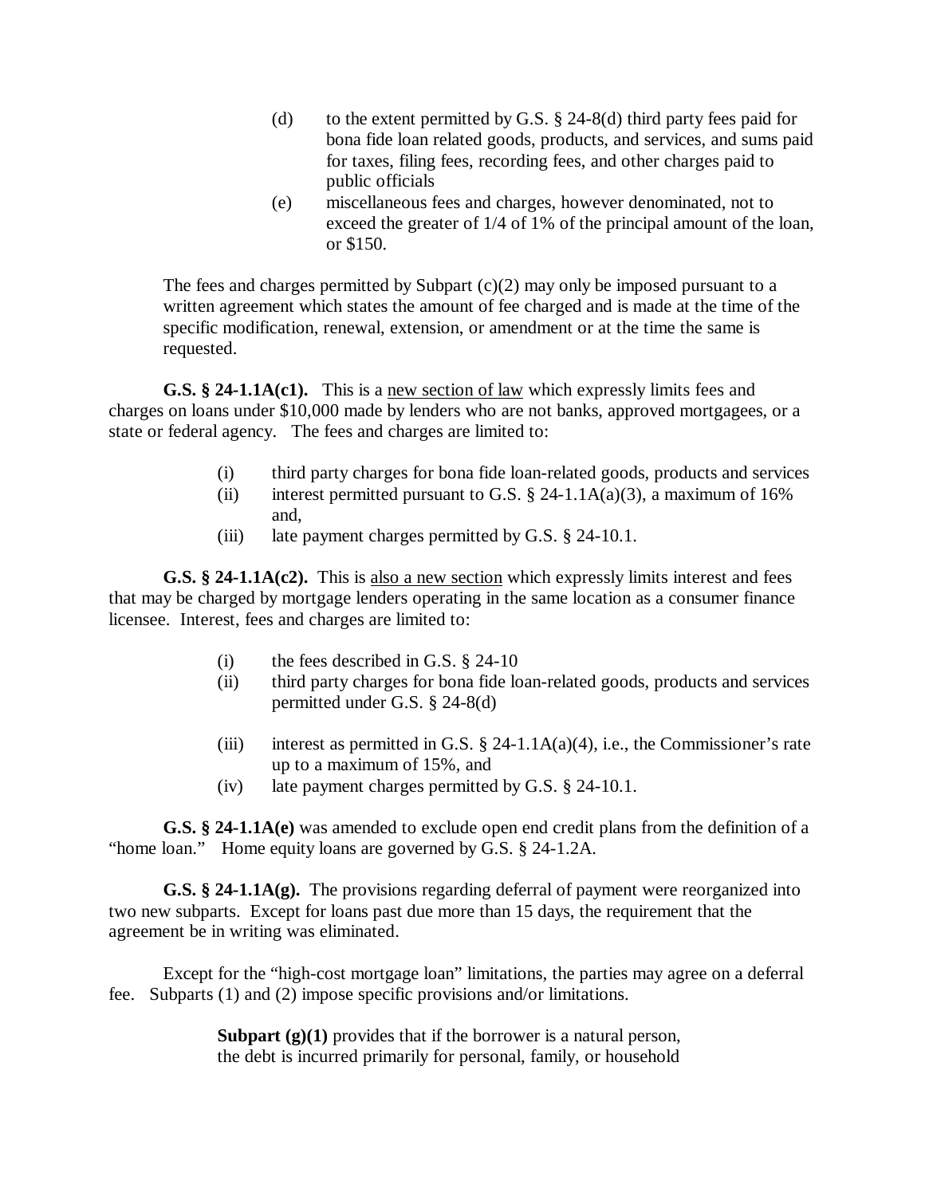(d) to the extent permitted by G.S. § 24-8(d) third party fees paid for bona fide loan related goods, products, and services, and sums paid for taxes, filing fees, recording fees, and other charges paid to public officials

(e) miscellaneous fees and charges, however denominated, not to exceed the greater of 1/4 of 1% of the principal amount of the loan, or $150.

The fees and charges permitted by Subpart (c)(2) may only be imposed pursuant to a written agreement which states the amount of fee charged and is made at the time of the specific modification, renewal, extension, or amendment or at the time the same is requested.

**G.S. § 24-1.1A(c1).** This is a new section of law which expressly limits fees and charges on loans under $10,000 made by lenders who are not banks, approved mortgagees, or a state or federal agency. The fees and charges are limited to:

(i) third party charges for bona fide loan-related goods, products and services

(ii) interest permitted pursuant to G.S. § 24-1.1A(a)(3), a maximum of 16% and,

(iii) late payment charges permitted by G.S. § 24-10.1.

**G.S. § 24-1.1A(c2).** This is also a new section which expressly limits interest and fees that may be charged by mortgage lenders operating in the same location as a consumer finance licensee. Interest, fees and charges are limited to:

(i) the fees described in G.S. § 24-10

(ii) third party charges for bona fide loan-related goods, products and services permitted under G.S. § 24-8(d)

(iii) interest as permitted in G.S. § 24-1.1A(a)(4), i.e., the Commissioner's rate up to a maximum of 15%, and

(iv) late payment charges permitted by G.S. § 24-10.1.

**G.S. § 24-1.1A(e)** was amended to exclude open end credit plans from the definition of a "home loan." Home equity loans are governed by G.S. § 24-1.2A.

**G.S. § 24-1.1A(g).** The provisions regarding deferral of payment were reorganized into two new subparts. Except for loans past due more than 15 days, the requirement that the agreement be in writing was eliminated.

Except for the "high-cost mortgage loan" limitations, the parties may agree on a deferral fee. Subparts (1) and (2) impose specific provisions and/or limitations.

**Subpart (g)(1)** provides that if the borrower is a natural person, the debt is incurred primarily for personal, family, or household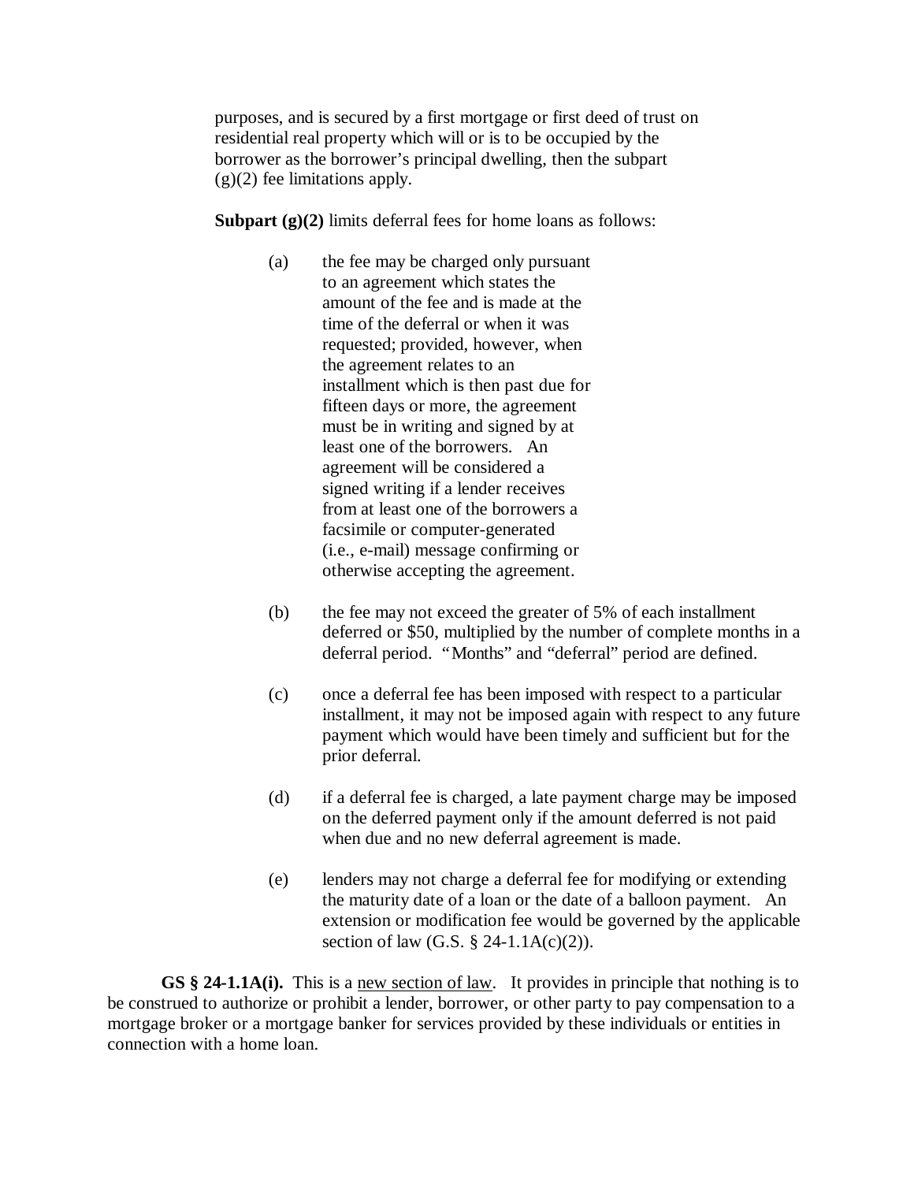purposes, and is secured by a first mortgage or first deed of trust on residential real property which will or is to be occupied by the borrower as the borrower's principal dwelling, then the subpart (g)(2) fee limitations apply.

**Subpart (g)(2)** limits deferral fees for home loans as follows:

(a) the fee may be charged only pursuant to an agreement which states the amount of the fee and is made at the time of the deferral or when it was requested; provided, however, when the agreement relates to an installment which is then past due for fifteen days or more, the agreement must be in writing and signed by at least one of the borrowers. An agreement will be considered a signed writing if a lender receives from at least one of the borrowers a facsimile or computer-generated (i.e., e-mail) message confirming or otherwise accepting the agreement.

(b) the fee may not exceed the greater of 5% of each installment deferred or $50, multiplied by the number of complete months in a deferral period. "Months" and "deferral" period are defined.

(c) once a deferral fee has been imposed with respect to a particular installment, it may not be imposed again with respect to any future payment which would have been timely and sufficient but for the prior deferral.

(d) if a deferral fee is charged, a late payment charge may be imposed on the deferred payment only if the amount deferred is not paid when due and no new deferral agreement is made.

(e) lenders may not charge a deferral fee for modifying or extending the maturity date of a loan or the date of a balloon payment. An extension or modification fee would be governed by the applicable section of law (G.S. § 24-1.1A(c)(2)).

**GS § 24-1.1A(i).** This is a <u>new section of law</u>. It provides in principle that nothing is to be construed to authorize or prohibit a lender, borrower, or other party to pay compensation to a mortgage broker or a mortgage banker for services provided by these individuals or entities in connection with a home loan.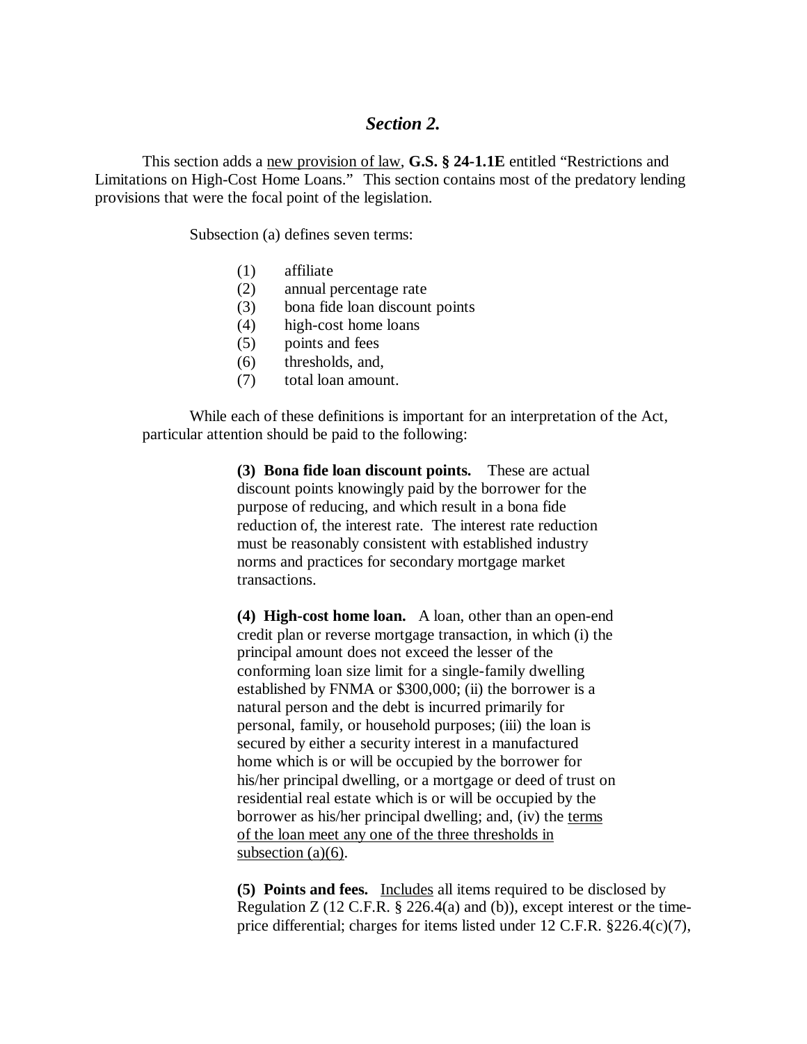## *Section 2.*

This section adds a <u>new provision of law</u>, **G.S. § 24-1.1E** entitled "Restrictions and Limitations on High-Cost Home Loans." This section contains most of the predatory lending provisions that were the focal point of the legislation.

Subsection (a) defines seven terms:

(1) affiliate
(2) annual percentage rate
(3) bona fide loan discount points
(4) high-cost home loans
(5) points and fees
(6) thresholds, and,
(7) total loan amount.

While each of these definitions is important for an interpretation of the Act, particular attention should be paid to the following:

> **(3) Bona fide loan discount points.** These are actual discount points knowingly paid by the borrower for the purpose of reducing, and which result in a bona fide reduction of, the interest rate. The interest rate reduction must be reasonably consistent with established industry norms and practices for secondary mortgage market transactions.
>
> **(4) High-cost home loan.** A loan, other than an open-end credit plan or reverse mortgage transaction, in which (i) the principal amount does not exceed the lesser of the conforming loan size limit for a single-family dwelling established by FNMA or $300,000; (ii) the borrower is a natural person and the debt is incurred primarily for personal, family, or household purposes; (iii) the loan is secured by either a security interest in a manufactured home which is or will be occupied by the borrower for his/her principal dwelling, or a mortgage or deed of trust on residential real estate which is or will be occupied by the borrower as his/her principal dwelling; and, (iv) the <u>terms of the loan meet any one of the three thresholds in subsection (a)(6)</u>.
>
> **(5) Points and fees.** <u>Includes</u> all items required to be disclosed by Regulation Z (12 C.F.R. § 226.4(a) and (b)), except interest or the time-price differential; charges for items listed under 12 C.F.R. §226.4(c)(7),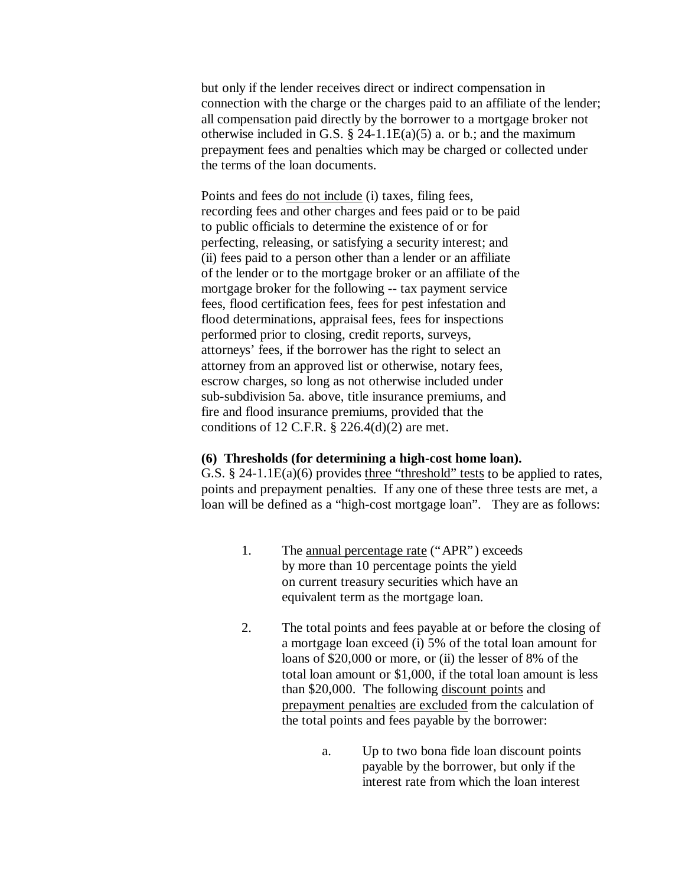but only if the lender receives direct or indirect compensation in connection with the charge or the charges paid to an affiliate of the lender; all compensation paid directly by the borrower to a mortgage broker not otherwise included in G.S. § 24-1.1E(a)(5) a. or b.; and the maximum prepayment fees and penalties which may be charged or collected under the terms of the loan documents.

Points and fees <u>do not include</u> (i) taxes, filing fees, recording fees and other charges and fees paid or to be paid to public officials to determine the existence of or for perfecting, releasing, or satisfying a security interest; and (ii) fees paid to a person other than a lender or an affiliate of the lender or to the mortgage broker or an affiliate of the mortgage broker for the following -- tax payment service fees, flood certification fees, fees for pest infestation and flood determinations, appraisal fees, fees for inspections performed prior to closing, credit reports, surveys, attorneys' fees, if the borrower has the right to select an attorney from an approved list or otherwise, notary fees, escrow charges, so long as not otherwise included under sub-subdivision 5a. above, title insurance premiums, and fire and flood insurance premiums, provided that the conditions of 12 C.F.R. § 226.4(d)(2) are met.

**(6) Thresholds (for determining a high-cost home loan).**
G.S. § 24-1.1E(a)(6) provides <u>three "threshold" tests</u> to be applied to rates, points and prepayment penalties. If any one of these three tests are met, a loan will be defined as a "high-cost mortgage loan". They are as follows:

1. The <u>annual percentage rate</u> ("APR") exceeds by more than 10 percentage points the yield on current treasury securities which have an equivalent term as the mortgage loan.

2. The total points and fees payable at or before the closing of a mortgage loan exceed (i) 5% of the total loan amount for loans of $20,000 or more, or (ii) the lesser of 8% of the total loan amount or $1,000, if the total loan amount is less than $20,000. The following <u>discount points</u> and <u>prepayment penalties</u> <u>are excluded</u> from the calculation of the total points and fees payable by the borrower:

   a. Up to two bona fide loan discount points payable by the borrower, but only if the interest rate from which the loan interest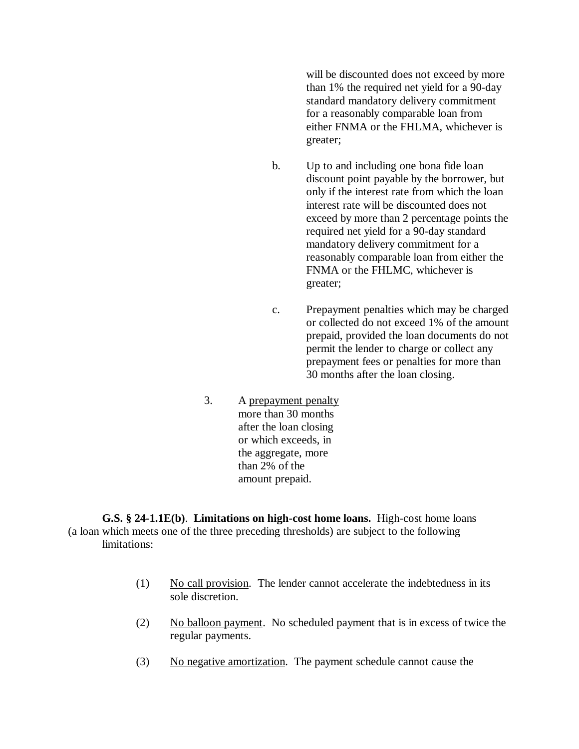will be discounted does not exceed by more than 1% the required net yield for a 90-day standard mandatory delivery commitment for a reasonably comparable loan from either FNMA or the FHLMA, whichever is greater;

b. Up to and including one bona fide loan discount point payable by the borrower, but only if the interest rate from which the loan interest rate will be discounted does not exceed by more than 2 percentage points the required net yield for a 90-day standard mandatory delivery commitment for a reasonably comparable loan from either the FNMA or the FHLMC, whichever is greater;

c. Prepayment penalties which may be charged or collected do not exceed 1% of the amount prepaid, provided the loan documents do not permit the lender to charge or collect any prepayment fees or penalties for more than 30 months after the loan closing.

3. A <u>prepayment penalty</u> more than 30 months after the loan closing or which exceeds, in the aggregate, more than 2% of the amount prepaid.

**G.S. § 24-1.1E(b)**. **Limitations on high-cost home loans.** High-cost home loans (a loan which meets one of the three preceding thresholds) are subject to the following limitations:

(1) <u>No call provision</u>. The lender cannot accelerate the indebtedness in its sole discretion.

(2) <u>No balloon payment</u>. No scheduled payment that is in excess of twice the regular payments.

(3) <u>No negative amortization</u>. The payment schedule cannot cause the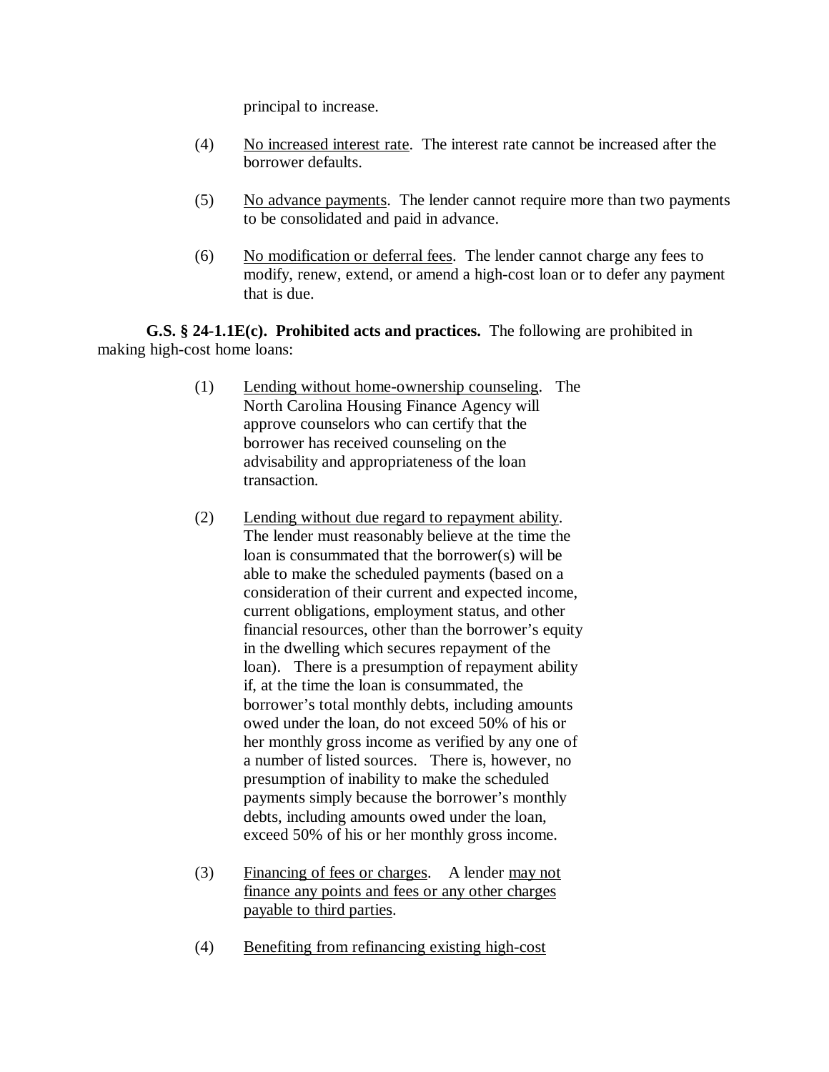principal to increase.

(4) No increased interest rate. The interest rate cannot be increased after the borrower defaults.

(5) No advance payments. The lender cannot require more than two payments to be consolidated and paid in advance.

(6) No modification or deferral fees. The lender cannot charge any fees to modify, renew, extend, or amend a high-cost loan or to defer any payment that is due.

**G.S. § 24-1.1E(c). Prohibited acts and practices.** The following are prohibited in making high-cost home loans:

(1) Lending without home-ownership counseling. The North Carolina Housing Finance Agency will approve counselors who can certify that the borrower has received counseling on the advisability and appropriateness of the loan transaction.

(2) Lending without due regard to repayment ability. The lender must reasonably believe at the time the loan is consummated that the borrower(s) will be able to make the scheduled payments (based on a consideration of their current and expected income, current obligations, employment status, and other financial resources, other than the borrower's equity in the dwelling which secures repayment of the loan). There is a presumption of repayment ability if, at the time the loan is consummated, the borrower's total monthly debts, including amounts owed under the loan, do not exceed 50% of his or her monthly gross income as verified by any one of a number of listed sources. There is, however, no presumption of inability to make the scheduled payments simply because the borrower's monthly debts, including amounts owed under the loan, exceed 50% of his or her monthly gross income.

(3) Financing of fees or charges. A lender may not finance any points and fees or any other charges payable to third parties.

(4) Benefiting from refinancing existing high-cost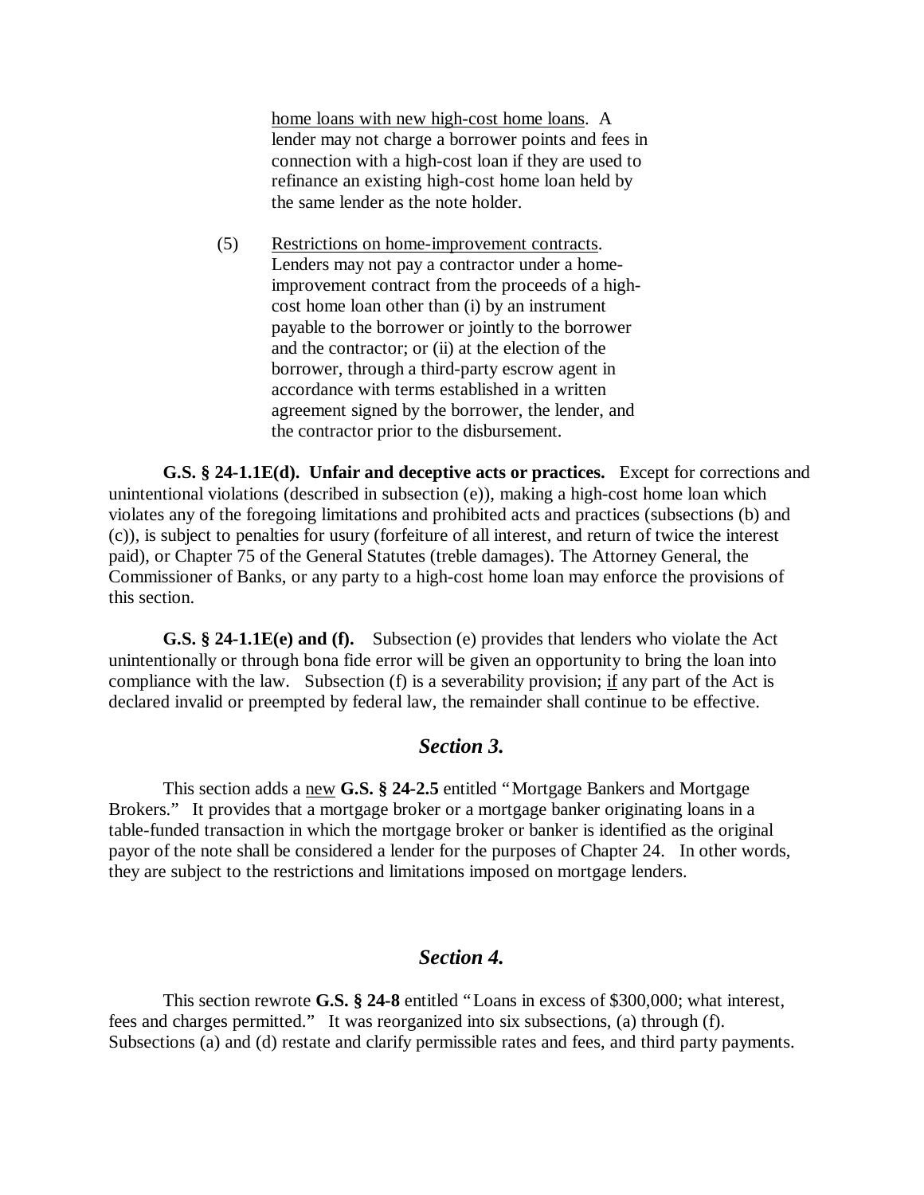home loans with new high-cost home loans. A lender may not charge a borrower points and fees in connection with a high-cost loan if they are used to refinance an existing high-cost home loan held by the same lender as the note holder.

(5) Restrictions on home-improvement contracts. Lenders may not pay a contractor under a home-improvement contract from the proceeds of a high-cost home loan other than (i) by an instrument payable to the borrower or jointly to the borrower and the contractor; or (ii) at the election of the borrower, through a third-party escrow agent in accordance with terms established in a written agreement signed by the borrower, the lender, and the contractor prior to the disbursement.

**G.S. § 24-1.1E(d). Unfair and deceptive acts or practices.** Except for corrections and unintentional violations (described in subsection (e)), making a high-cost home loan which violates any of the foregoing limitations and prohibited acts and practices (subsections (b) and (c)), is subject to penalties for usury (forfeiture of all interest, and return of twice the interest paid), or Chapter 75 of the General Statutes (treble damages). The Attorney General, the Commissioner of Banks, or any party to a high-cost home loan may enforce the provisions of this section.

**G.S. § 24-1.1E(e) and (f).** Subsection (e) provides that lenders who violate the Act unintentionally or through bona fide error will be given an opportunity to bring the loan into compliance with the law. Subsection (f) is a severability provision; if any part of the Act is declared invalid or preempted by federal law, the remainder shall continue to be effective.

## *Section 3.*

This section adds a new **G.S. § 24-2.5** entitled "Mortgage Bankers and Mortgage Brokers." It provides that a mortgage broker or a mortgage banker originating loans in a table-funded transaction in which the mortgage broker or banker is identified as the original payor of the note shall be considered a lender for the purposes of Chapter 24. In other words, they are subject to the restrictions and limitations imposed on mortgage lenders.

## *Section 4.*

This section rewrote **G.S. § 24-8** entitled "Loans in excess of $300,000; what interest, fees and charges permitted." It was reorganized into six subsections, (a) through (f). Subsections (a) and (d) restate and clarify permissible rates and fees, and third party payments.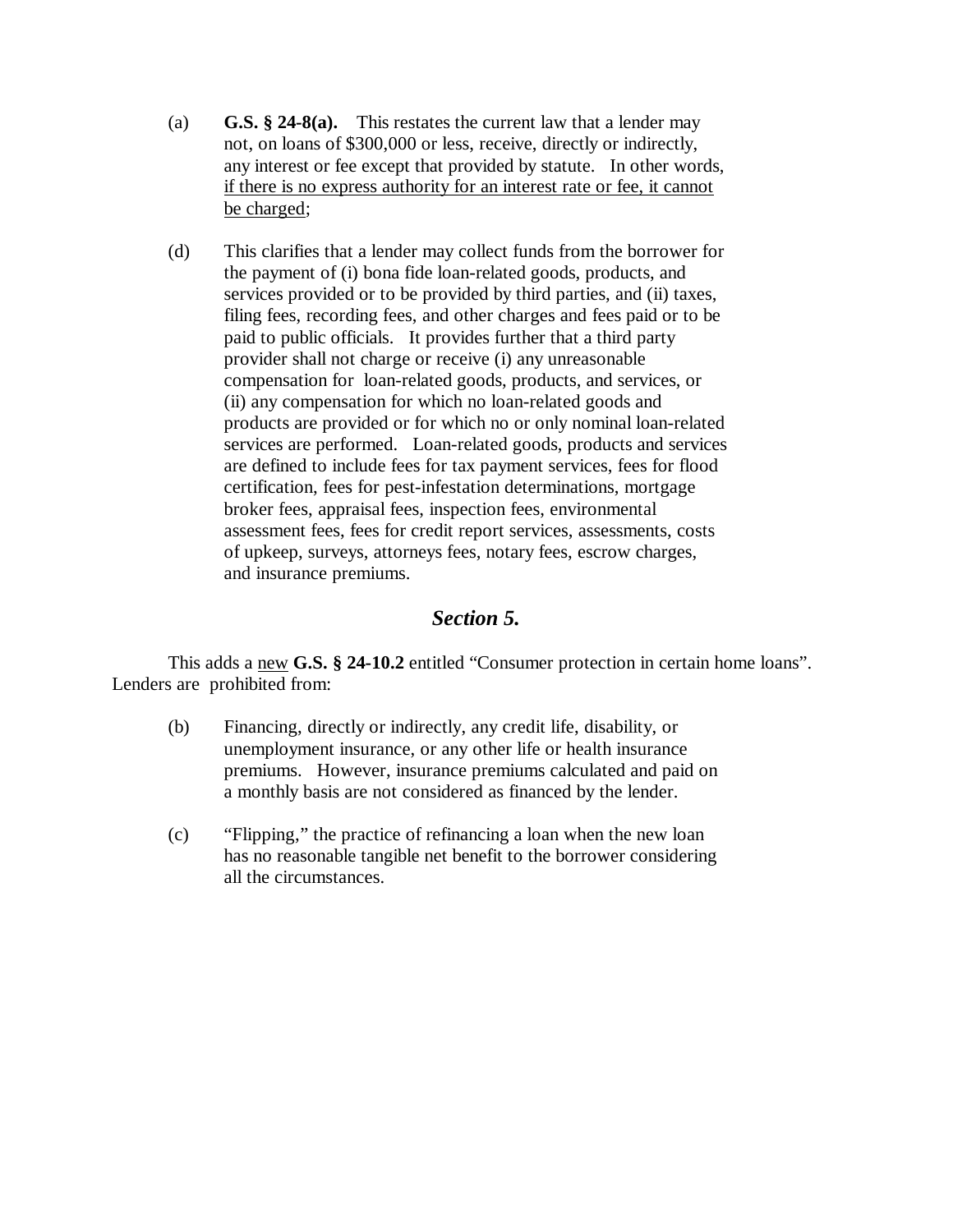(a) **G.S. § 24-8(a).** This restates the current law that a lender may not, on loans of $300,000 or less, receive, directly or indirectly, any interest or fee except that provided by statute. In other words, <u>if there is no express authority for an interest rate or fee, it cannot be charged</u>;

(d) This clarifies that a lender may collect funds from the borrower for the payment of (i) bona fide loan-related goods, products, and services provided or to be provided by third parties, and (ii) taxes, filing fees, recording fees, and other charges and fees paid or to be paid to public officials. It provides further that a third party provider shall not charge or receive (i) any unreasonable compensation for loan-related goods, products, and services, or (ii) any compensation for which no loan-related goods and products are provided or for which no or only nominal loan-related services are performed. Loan-related goods, products and services are defined to include fees for tax payment services, fees for flood certification, fees for pest-infestation determinations, mortgage broker fees, appraisal fees, inspection fees, environmental assessment fees, fees for credit report services, assessments, costs of upkeep, surveys, attorneys fees, notary fees, escrow charges, and insurance premiums.

## *Section 5.*

This adds a <u>new</u> **G.S. § 24-10.2** entitled "Consumer protection in certain home loans". Lenders are prohibited from:

(b) Financing, directly or indirectly, any credit life, disability, or unemployment insurance, or any other life or health insurance premiums. However, insurance premiums calculated and paid on a monthly basis are not considered as financed by the lender.

(c) "Flipping," the practice of refinancing a loan when the new loan has no reasonable tangible net benefit to the borrower considering all the circumstances.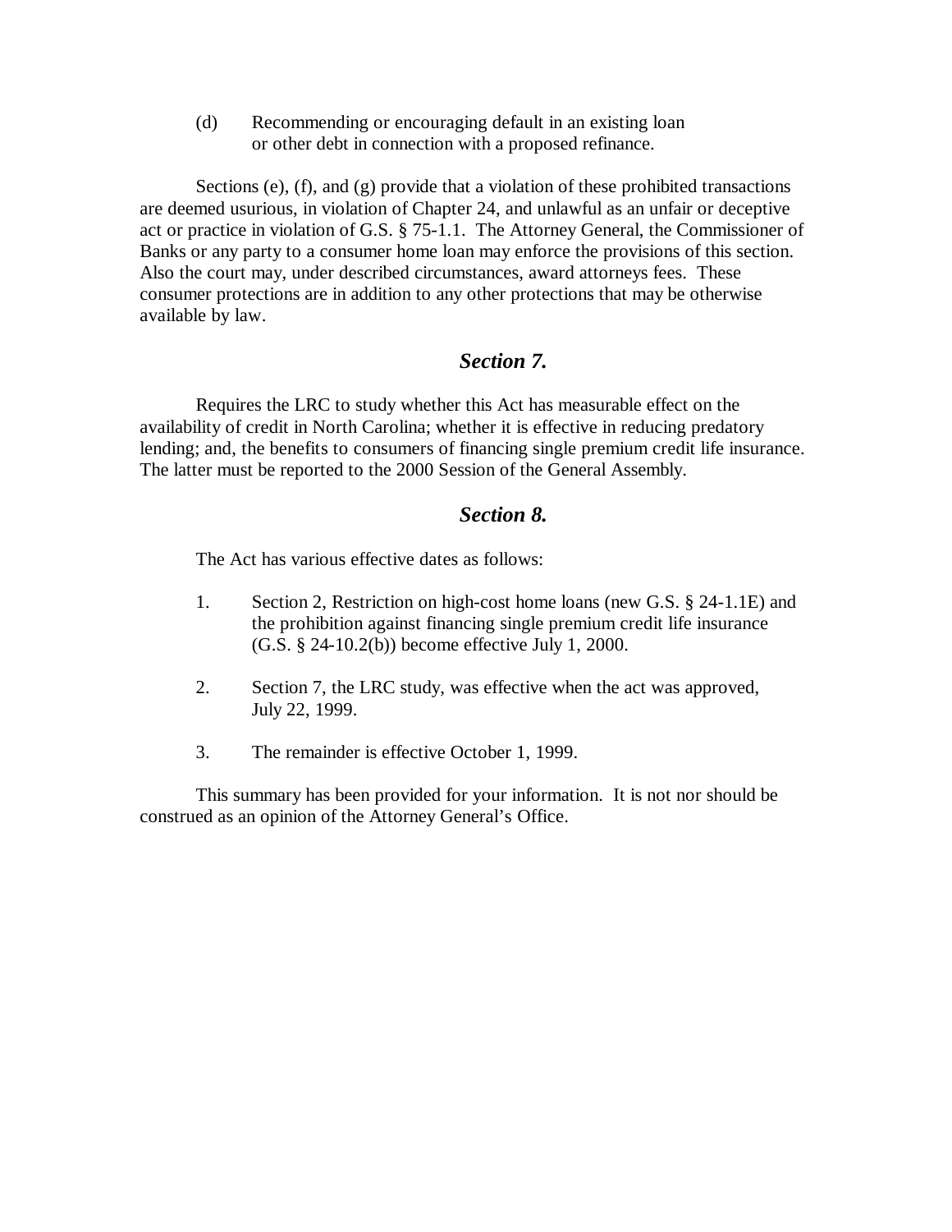(d) Recommending or encouraging default in an existing loan or other debt in connection with a proposed refinance.

Sections (e), (f), and (g) provide that a violation of these prohibited transactions are deemed usurious, in violation of Chapter 24, and unlawful as an unfair or deceptive act or practice in violation of G.S. § 75-1.1. The Attorney General, the Commissioner of Banks or any party to a consumer home loan may enforce the provisions of this section. Also the court may, under described circumstances, award attorneys fees. These consumer protections are in addition to any other protections that may be otherwise available by law.

## *Section 7.*

Requires the LRC to study whether this Act has measurable effect on the availability of credit in North Carolina; whether it is effective in reducing predatory lending; and, the benefits to consumers of financing single premium credit life insurance. The latter must be reported to the 2000 Session of the General Assembly.

## *Section 8.*

The Act has various effective dates as follows:

1. Section 2, Restriction on high-cost home loans (new G.S. § 24-1.1E) and the prohibition against financing single premium credit life insurance (G.S. § 24-10.2(b)) become effective July 1, 2000.

2. Section 7, the LRC study, was effective when the act was approved, July 22, 1999.

3. The remainder is effective October 1, 1999.

This summary has been provided for your information. It is not nor should be construed as an opinion of the Attorney General's Office.